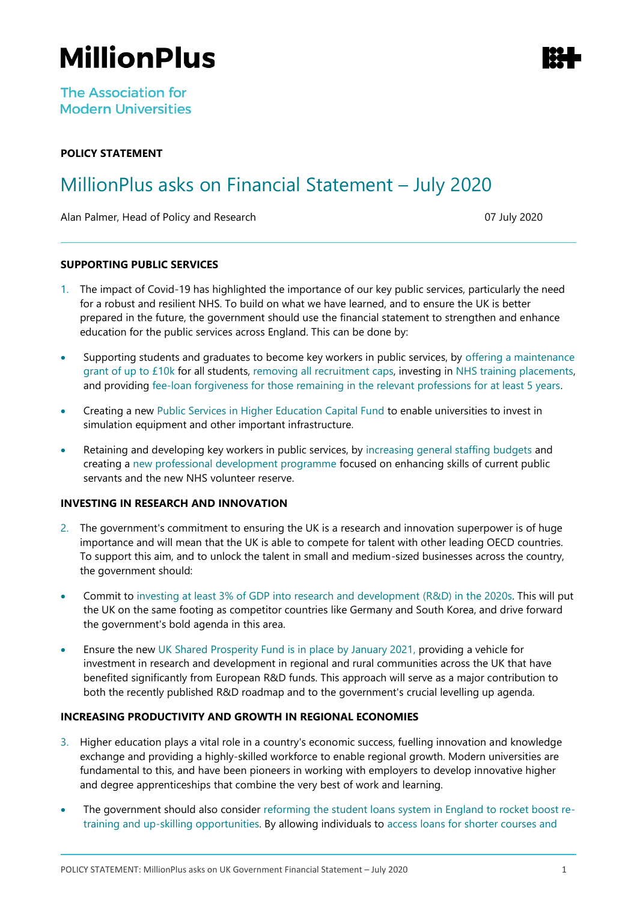# MillionPlus

The Association for Modern Universities

**POLICY STATEMENT**

## MillionPlus asks on Financial Statement – July 2020

Alan Palmer, Head of Policy and Research

07 July 2020

---

**SUPPORTING PUBLIC SERVICES**

1. The impact of Covid-19 has highlighted the importance of our key public services, particularly the need for a robust and resilient NHS. To build on what we have learned, and to ensure the UK is better prepared in the future, the government should use the financial statement to strengthen and enhance education for the public services across England. This can be done by:

- Supporting students and graduates to become key workers in public services, by offering a maintenance grant of up to £10k for all students, removing all recruitment caps, investing in NHS training placements, and providing fee-loan forgiveness for those remaining in the relevant professions for at least 5 years.
- Creating a new Public Services in Higher Education Capital Fund to enable universities to invest in simulation equipment and other important infrastructure.
- Retaining and developing key workers in public services, by increasing general staffing budgets and creating a new professional development programme focused on enhancing skills of current public servants and the new NHS volunteer reserve.

**INVESTING IN RESEARCH AND INNOVATION**

2. The government's commitment to ensuring the UK is a research and innovation superpower is of huge importance and will mean that the UK is able to compete for talent with other leading OECD countries. To support this aim, and to unlock the talent in small and medium-sized businesses across the country, the government should:

- Commit to investing at least 3% of GDP into research and development (R&D) in the 2020s. This will put the UK on the same footing as competitor countries like Germany and South Korea, and drive forward the government's bold agenda in this area.
- Ensure the new UK Shared Prosperity Fund is in place by January 2021, providing a vehicle for investment in research and development in regional and rural communities across the UK that have benefited significantly from European R&D funds. This approach will serve as a major contribution to both the recently published R&D roadmap and to the government's crucial levelling up agenda.

**INCREASING PRODUCTIVITY AND GROWTH IN REGIONAL ECONOMIES**

3. Higher education plays a vital role in a country's economic success, fuelling innovation and knowledge exchange and providing a highly-skilled workforce to enable regional growth. Modern universities are fundamental to this, and have been pioneers in working with employers to develop innovative higher and degree apprenticeships that combine the very best of work and learning.

- The government should also consider reforming the student loans system in England to rocket boost re-training and up-skilling opportunities. By allowing individuals to access loans for shorter courses and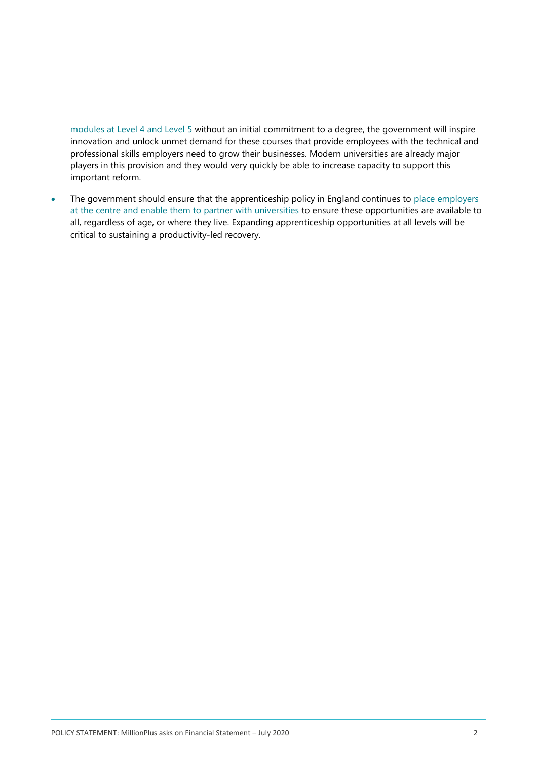modules at Level 4 and Level 5 without an initial commitment to a degree, the government will inspire innovation and unlock unmet demand for these courses that provide employees with the technical and professional skills employers need to grow their businesses. Modern universities are already major players in this provision and they would very quickly be able to increase capacity to support this important reform.

- The government should ensure that the apprenticeship policy in England continues to place employers at the centre and enable them to partner with universities to ensure these opportunities are available to all, regardless of age, or where they live. Expanding apprenticeship opportunities at all levels will be critical to sustaining a productivity-led recovery.